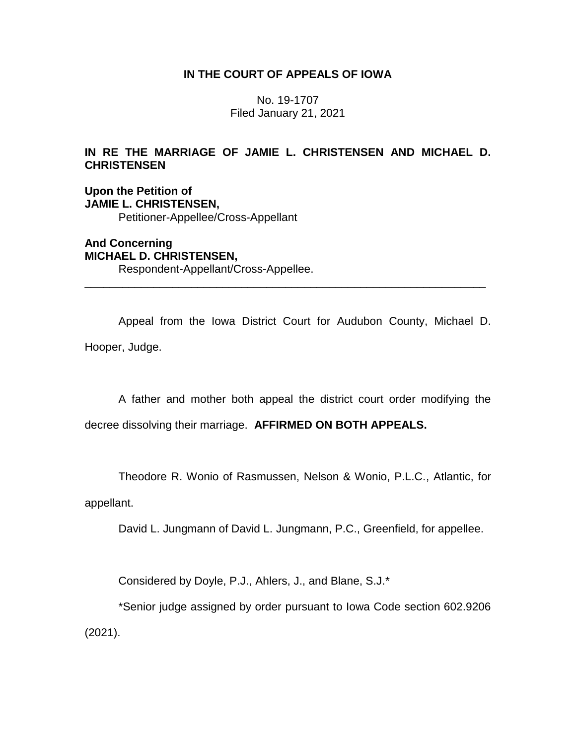**IN THE COURT OF APPEALS OF IOWA**

No. 19-1707
Filed January 21, 2021

**IN RE THE MARRIAGE OF JAMIE L. CHRISTENSEN AND MICHAEL D. CHRISTENSEN**

**Upon the Petition of**
**JAMIE L. CHRISTENSEN,**
Petitioner-Appellee/Cross-Appellant

**And Concerning**
**MICHAEL D. CHRISTENSEN,**
Respondent-Appellant/Cross-Appellee.

---

Appeal from the Iowa District Court for Audubon County, Michael D. Hooper, Judge.

A father and mother both appeal the district court order modifying the decree dissolving their marriage. **AFFIRMED ON BOTH APPEALS.**

Theodore R. Wonio of Rasmussen, Nelson & Wonio, P.L.C., Atlantic, for appellant.

David L. Jungmann of David L. Jungmann, P.C., Greenfield, for appellee.

Considered by Doyle, P.J., Ahlers, J., and Blane, S.J.*

*Senior judge assigned by order pursuant to Iowa Code section 602.9206 (2021).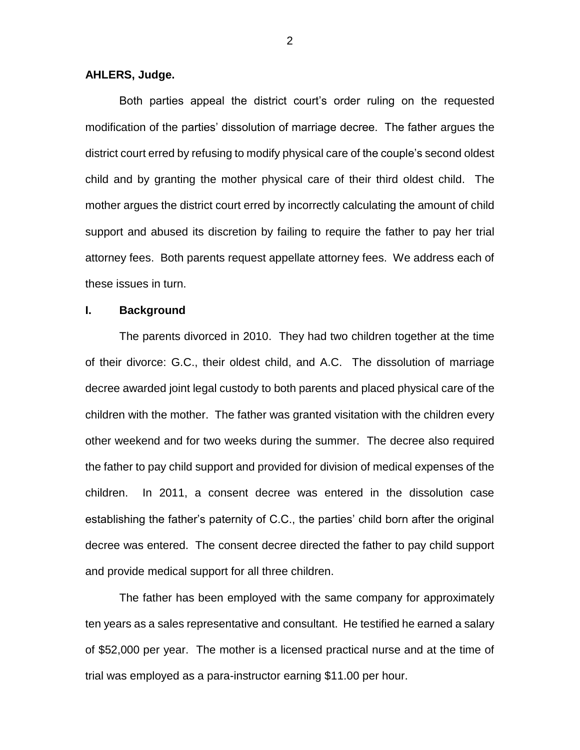**AHLERS, Judge.**

Both parties appeal the district court's order ruling on the requested modification of the parties' dissolution of marriage decree. The father argues the district court erred by refusing to modify physical care of the couple's second oldest child and by granting the mother physical care of their third oldest child. The mother argues the district court erred by incorrectly calculating the amount of child support and abused its discretion by failing to require the father to pay her trial attorney fees. Both parents request appellate attorney fees. We address each of these issues in turn.

## I. Background

The parents divorced in 2010. They had two children together at the time of their divorce: G.C., their oldest child, and A.C. The dissolution of marriage decree awarded joint legal custody to both parents and placed physical care of the children with the mother. The father was granted visitation with the children every other weekend and for two weeks during the summer. The decree also required the father to pay child support and provided for division of medical expenses of the children. In 2011, a consent decree was entered in the dissolution case establishing the father's paternity of C.C., the parties' child born after the original decree was entered. The consent decree directed the father to pay child support and provide medical support for all three children.

The father has been employed with the same company for approximately ten years as a sales representative and consultant. He testified he earned a salary of $52,000 per year. The mother is a licensed practical nurse and at the time of trial was employed as a para-instructor earning $11.00 per hour.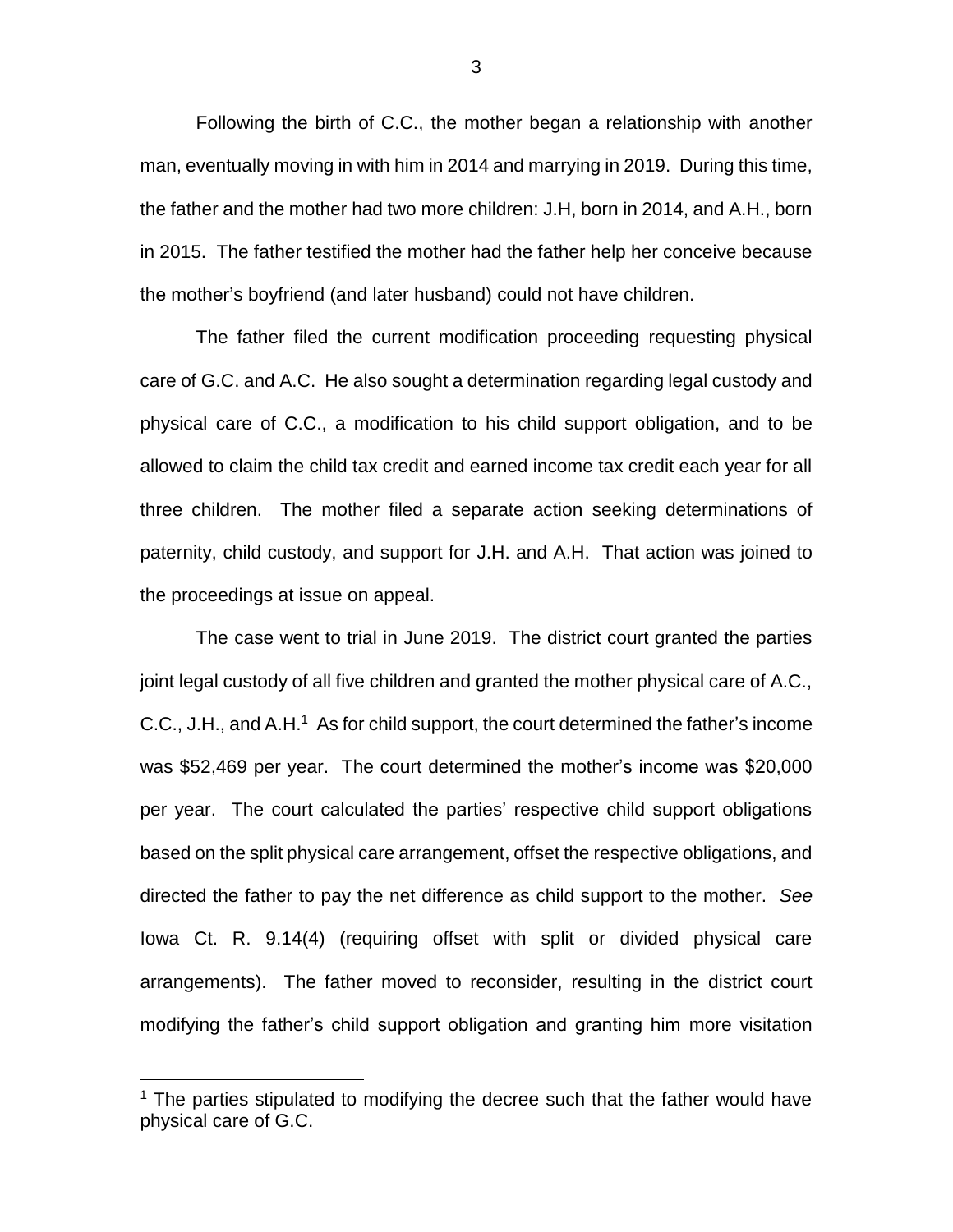Following the birth of C.C., the mother began a relationship with another man, eventually moving in with him in 2014 and marrying in 2019. During this time, the father and the mother had two more children: J.H, born in 2014, and A.H., born in 2015. The father testified the mother had the father help her conceive because the mother's boyfriend (and later husband) could not have children.

The father filed the current modification proceeding requesting physical care of G.C. and A.C. He also sought a determination regarding legal custody and physical care of C.C., a modification to his child support obligation, and to be allowed to claim the child tax credit and earned income tax credit each year for all three children. The mother filed a separate action seeking determinations of paternity, child custody, and support for J.H. and A.H. That action was joined to the proceedings at issue on appeal.

The case went to trial in June 2019. The district court granted the parties joint legal custody of all five children and granted the mother physical care of A.C., C.C., J.H., and A.H.[1] As for child support, the court determined the father's income was $52,469 per year. The court determined the mother's income was $20,000 per year. The court calculated the parties' respective child support obligations based on the split physical care arrangement, offset the respective obligations, and directed the father to pay the net difference as child support to the mother. *See* Iowa Ct. R. 9.14(4) (requiring offset with split or divided physical care arrangements). The father moved to reconsider, resulting in the district court modifying the father's child support obligation and granting him more visitation

[1] The parties stipulated to modifying the decree such that the father would have physical care of G.C.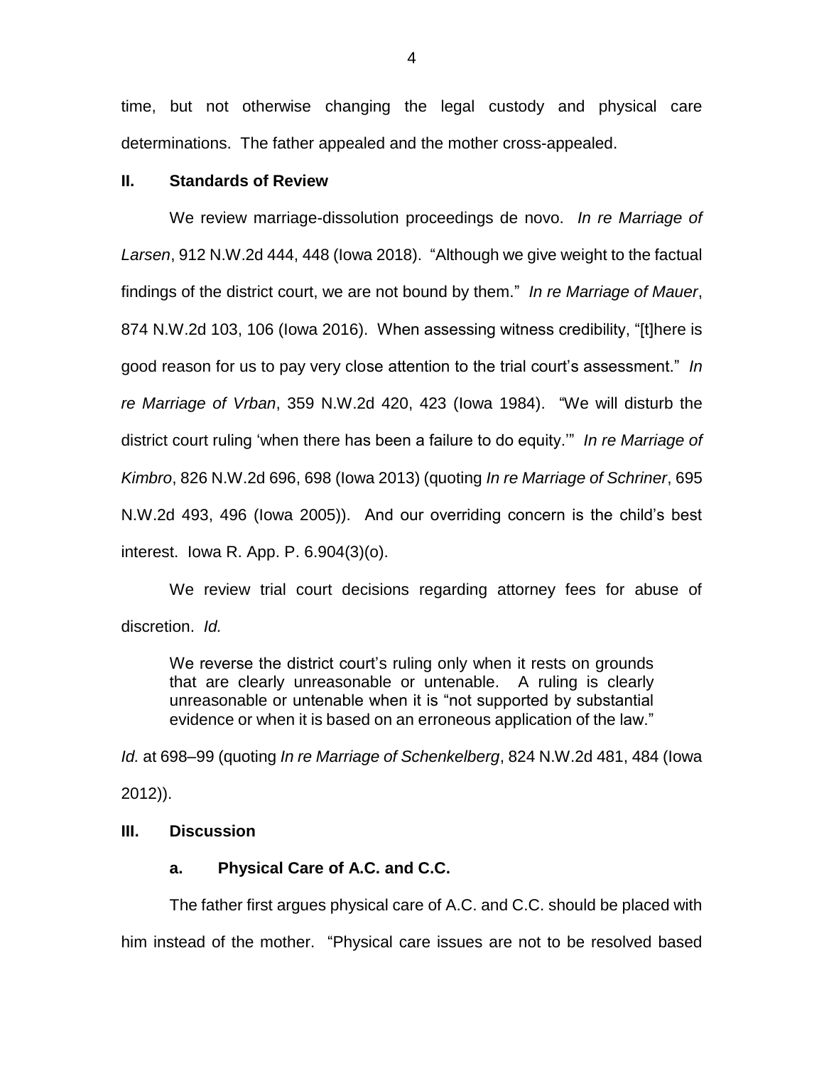time, but not otherwise changing the legal custody and physical care determinations. The father appealed and the mother cross-appealed.

## II. Standards of Review

We review marriage-dissolution proceedings de novo. *In re Marriage of Larsen*, 912 N.W.2d 444, 448 (Iowa 2018). "Although we give weight to the factual findings of the district court, we are not bound by them." *In re Marriage of Mauer*, 874 N.W.2d 103, 106 (Iowa 2016). When assessing witness credibility, "[t]here is good reason for us to pay very close attention to the trial court's assessment." *In re Marriage of Vrban*, 359 N.W.2d 420, 423 (Iowa 1984). "We will disturb the district court ruling 'when there has been a failure to do equity.'" *In re Marriage of Kimbro*, 826 N.W.2d 696, 698 (Iowa 2013) (quoting *In re Marriage of Schriner*, 695 N.W.2d 493, 496 (Iowa 2005)). And our overriding concern is the child's best interest. Iowa R. App. P. 6.904(3)(o).

We review trial court decisions regarding attorney fees for abuse of discretion. *Id.*

> We reverse the district court's ruling only when it rests on grounds that are clearly unreasonable or untenable. A ruling is clearly unreasonable or untenable when it is "not supported by substantial evidence or when it is based on an erroneous application of the law."

*Id.* at 698–99 (quoting *In re Marriage of Schenkelberg*, 824 N.W.2d 481, 484 (Iowa 2012)).

## III. Discussion

### a. Physical Care of A.C. and C.C.

The father first argues physical care of A.C. and C.C. should be placed with him instead of the mother. "Physical care issues are not to be resolved based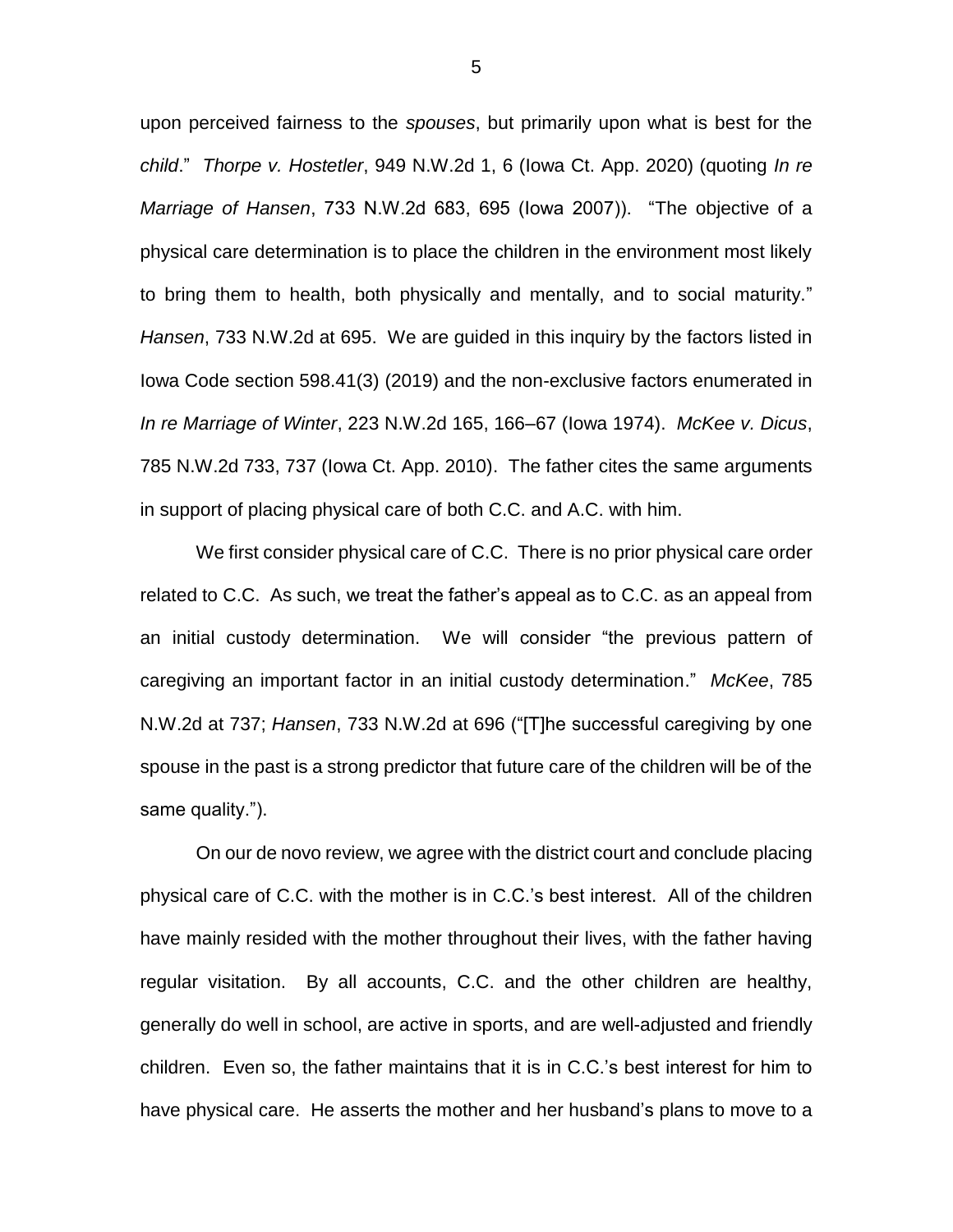upon perceived fairness to the *spouses*, but primarily upon what is best for the *child*." *Thorpe v. Hostetler*, 949 N.W.2d 1, 6 (Iowa Ct. App. 2020) (quoting *In re Marriage of Hansen*, 733 N.W.2d 683, 695 (Iowa 2007)). "The objective of a physical care determination is to place the children in the environment most likely to bring them to health, both physically and mentally, and to social maturity." *Hansen*, 733 N.W.2d at 695. We are guided in this inquiry by the factors listed in Iowa Code section 598.41(3) (2019) and the non-exclusive factors enumerated in *In re Marriage of Winter*, 223 N.W.2d 165, 166–67 (Iowa 1974). *McKee v. Dicus*, 785 N.W.2d 733, 737 (Iowa Ct. App. 2010). The father cites the same arguments in support of placing physical care of both C.C. and A.C. with him.

We first consider physical care of C.C. There is no prior physical care order related to C.C. As such, we treat the father's appeal as to C.C. as an appeal from an initial custody determination. We will consider "the previous pattern of caregiving an important factor in an initial custody determination." *McKee*, 785 N.W.2d at 737; *Hansen*, 733 N.W.2d at 696 ("[T]he successful caregiving by one spouse in the past is a strong predictor that future care of the children will be of the same quality.").

On our de novo review, we agree with the district court and conclude placing physical care of C.C. with the mother is in C.C.'s best interest. All of the children have mainly resided with the mother throughout their lives, with the father having regular visitation. By all accounts, C.C. and the other children are healthy, generally do well in school, are active in sports, and are well-adjusted and friendly children. Even so, the father maintains that it is in C.C.'s best interest for him to have physical care. He asserts the mother and her husband's plans to move to a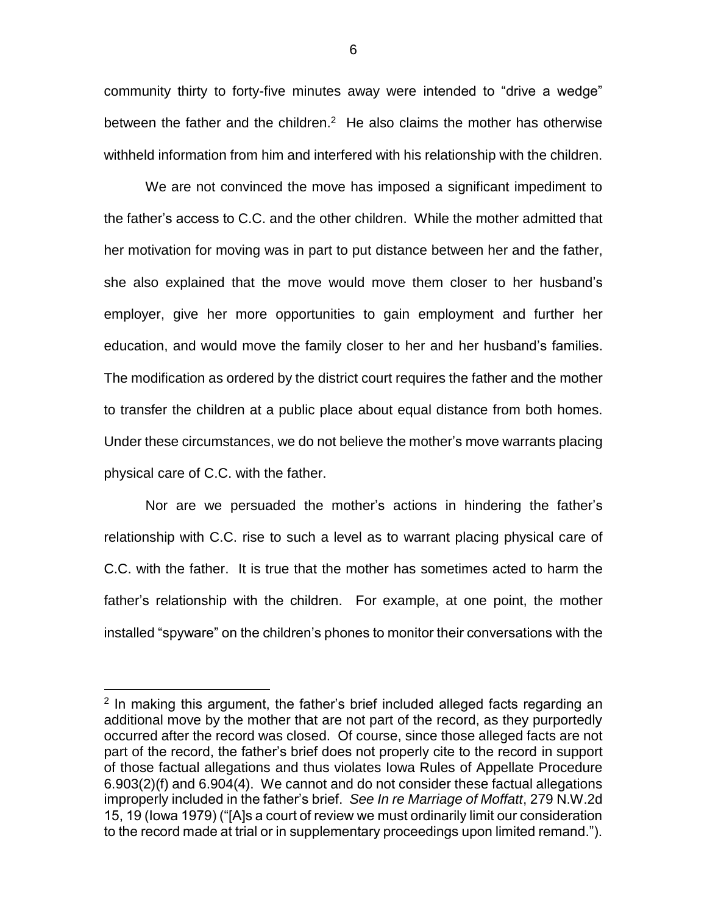community thirty to forty-five minutes away were intended to "drive a wedge" between the father and the children.[2] He also claims the mother has otherwise withheld information from him and interfered with his relationship with the children.

We are not convinced the move has imposed a significant impediment to the father's access to C.C. and the other children. While the mother admitted that her motivation for moving was in part to put distance between her and the father, she also explained that the move would move them closer to her husband's employer, give her more opportunities to gain employment and further her education, and would move the family closer to her and her husband's families. The modification as ordered by the district court requires the father and the mother to transfer the children at a public place about equal distance from both homes. Under these circumstances, we do not believe the mother's move warrants placing physical care of C.C. with the father.

Nor are we persuaded the mother's actions in hindering the father's relationship with C.C. rise to such a level as to warrant placing physical care of C.C. with the father. It is true that the mother has sometimes acted to harm the father's relationship with the children. For example, at one point, the mother installed "spyware" on the children's phones to monitor their conversations with the

---

[2] In making this argument, the father's brief included alleged facts regarding an additional move by the mother that are not part of the record, as they purportedly occurred after the record was closed. Of course, since those alleged facts are not part of the record, the father's brief does not properly cite to the record in support of those factual allegations and thus violates Iowa Rules of Appellate Procedure 6.903(2)(f) and 6.904(4). We cannot and do not consider these factual allegations improperly included in the father's brief. *See In re Marriage of Moffatt*, 279 N.W.2d 15, 19 (Iowa 1979) ("[A]s a court of review we must ordinarily limit our consideration to the record made at trial or in supplementary proceedings upon limited remand.").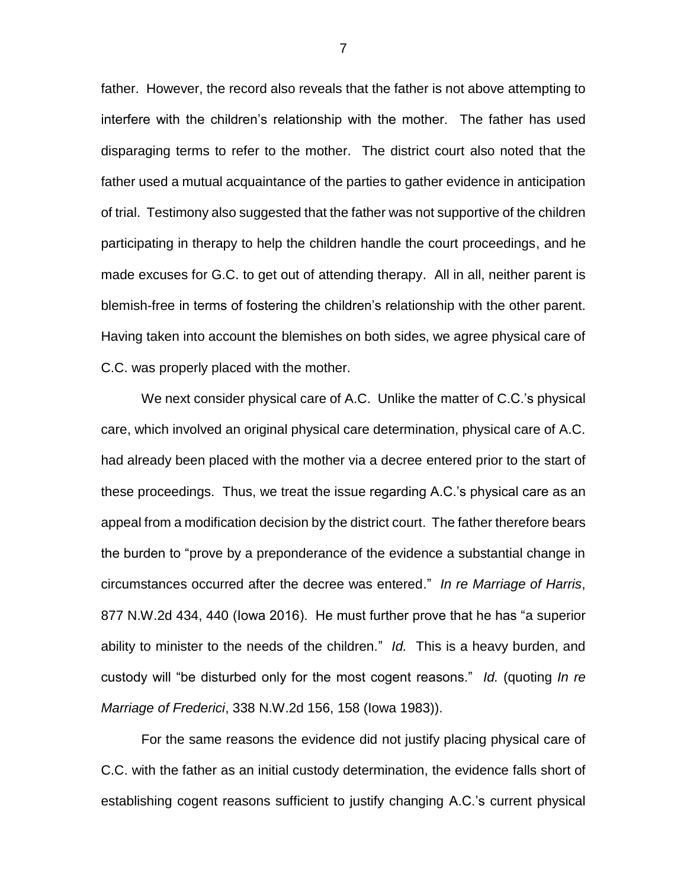father. However, the record also reveals that the father is not above attempting to interfere with the children's relationship with the mother. The father has used disparaging terms to refer to the mother. The district court also noted that the father used a mutual acquaintance of the parties to gather evidence in anticipation of trial. Testimony also suggested that the father was not supportive of the children participating in therapy to help the children handle the court proceedings, and he made excuses for G.C. to get out of attending therapy. All in all, neither parent is blemish-free in terms of fostering the children's relationship with the other parent. Having taken into account the blemishes on both sides, we agree physical care of C.C. was properly placed with the mother.

We next consider physical care of A.C. Unlike the matter of C.C.'s physical care, which involved an original physical care determination, physical care of A.C. had already been placed with the mother via a decree entered prior to the start of these proceedings. Thus, we treat the issue regarding A.C.'s physical care as an appeal from a modification decision by the district court. The father therefore bears the burden to "prove by a preponderance of the evidence a substantial change in circumstances occurred after the decree was entered." *In re Marriage of Harris*, 877 N.W.2d 434, 440 (Iowa 2016). He must further prove that he has "a superior ability to minister to the needs of the children." *Id.* This is a heavy burden, and custody will "be disturbed only for the most cogent reasons." *Id.* (quoting *In re Marriage of Frederici*, 338 N.W.2d 156, 158 (Iowa 1983)).

For the same reasons the evidence did not justify placing physical care of C.C. with the father as an initial custody determination, the evidence falls short of establishing cogent reasons sufficient to justify changing A.C.'s current physical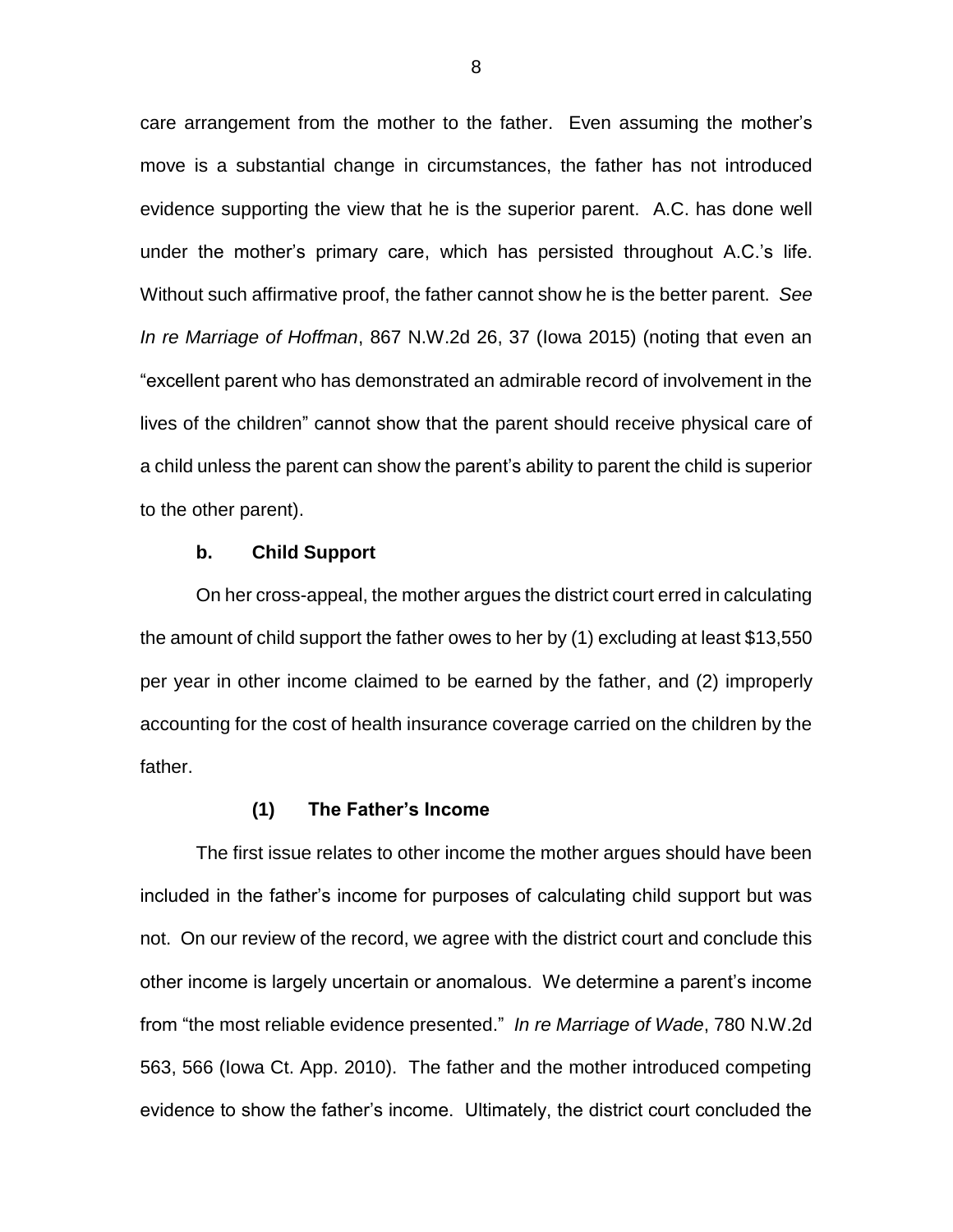care arrangement from the mother to the father. Even assuming the mother's move is a substantial change in circumstances, the father has not introduced evidence supporting the view that he is the superior parent. A.C. has done well under the mother's primary care, which has persisted throughout A.C.'s life. Without such affirmative proof, the father cannot show he is the better parent. *See In re Marriage of Hoffman*, 867 N.W.2d 26, 37 (Iowa 2015) (noting that even an "excellent parent who has demonstrated an admirable record of involvement in the lives of the children" cannot show that the parent should receive physical care of a child unless the parent can show the parent's ability to parent the child is superior to the other parent).

**b. Child Support**

On her cross-appeal, the mother argues the district court erred in calculating the amount of child support the father owes to her by (1) excluding at least $13,550 per year in other income claimed to be earned by the father, and (2) improperly accounting for the cost of health insurance coverage carried on the children by the father.

**(1) The Father's Income**

The first issue relates to other income the mother argues should have been included in the father's income for purposes of calculating child support but was not. On our review of the record, we agree with the district court and conclude this other income is largely uncertain or anomalous. We determine a parent's income from "the most reliable evidence presented." *In re Marriage of Wade*, 780 N.W.2d 563, 566 (Iowa Ct. App. 2010). The father and the mother introduced competing evidence to show the father's income. Ultimately, the district court concluded the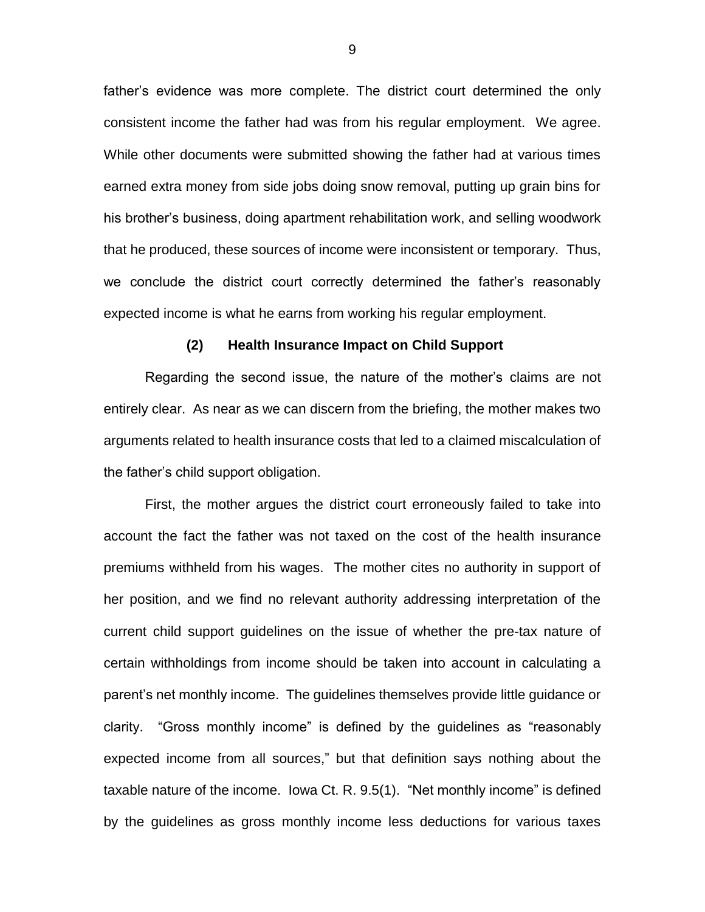father's evidence was more complete. The district court determined the only consistent income the father had was from his regular employment. We agree. While other documents were submitted showing the father had at various times earned extra money from side jobs doing snow removal, putting up grain bins for his brother's business, doing apartment rehabilitation work, and selling woodwork that he produced, these sources of income were inconsistent or temporary. Thus, we conclude the district court correctly determined the father's reasonably expected income is what he earns from working his regular employment.

### (2) Health Insurance Impact on Child Support

Regarding the second issue, the nature of the mother's claims are not entirely clear. As near as we can discern from the briefing, the mother makes two arguments related to health insurance costs that led to a claimed miscalculation of the father's child support obligation.

First, the mother argues the district court erroneously failed to take into account the fact the father was not taxed on the cost of the health insurance premiums withheld from his wages. The mother cites no authority in support of her position, and we find no relevant authority addressing interpretation of the current child support guidelines on the issue of whether the pre-tax nature of certain withholdings from income should be taken into account in calculating a parent's net monthly income. The guidelines themselves provide little guidance or clarity. "Gross monthly income" is defined by the guidelines as "reasonably expected income from all sources," but that definition says nothing about the taxable nature of the income. Iowa Ct. R. 9.5(1). "Net monthly income" is defined by the guidelines as gross monthly income less deductions for various taxes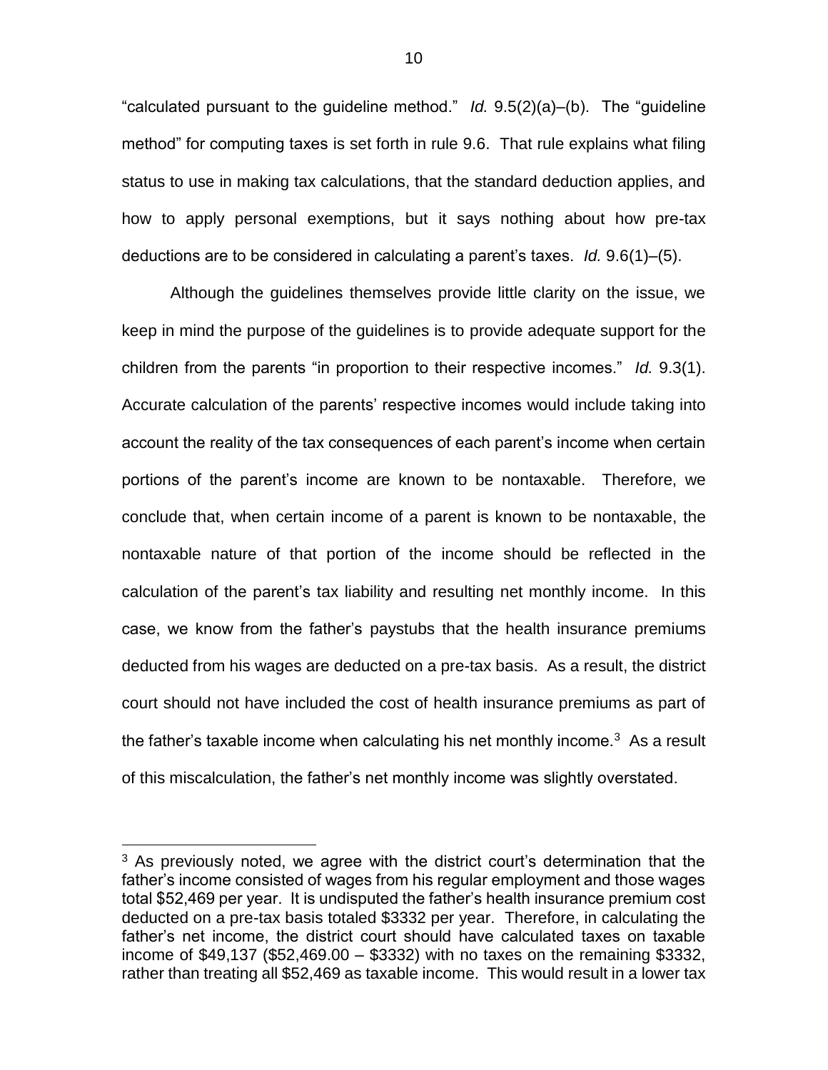"calculated pursuant to the guideline method." *Id.* 9.5(2)(a)–(b). The "guideline method" for computing taxes is set forth in rule 9.6. That rule explains what filing status to use in making tax calculations, that the standard deduction applies, and how to apply personal exemptions, but it says nothing about how pre-tax deductions are to be considered in calculating a parent's taxes. *Id.* 9.6(1)–(5).

Although the guidelines themselves provide little clarity on the issue, we keep in mind the purpose of the guidelines is to provide adequate support for the children from the parents "in proportion to their respective incomes." *Id.* 9.3(1). Accurate calculation of the parents' respective incomes would include taking into account the reality of the tax consequences of each parent's income when certain portions of the parent's income are known to be nontaxable. Therefore, we conclude that, when certain income of a parent is known to be nontaxable, the nontaxable nature of that portion of the income should be reflected in the calculation of the parent's tax liability and resulting net monthly income. In this case, we know from the father's paystubs that the health insurance premiums deducted from his wages are deducted on a pre-tax basis. As a result, the district court should not have included the cost of health insurance premiums as part of the father's taxable income when calculating his net monthly income.[3] As a result of this miscalculation, the father's net monthly income was slightly overstated.

---

[3] As previously noted, we agree with the district court's determination that the father's income consisted of wages from his regular employment and those wages total $52,469 per year. It is undisputed the father's health insurance premium cost deducted on a pre-tax basis totaled $3332 per year. Therefore, in calculating the father's net income, the district court should have calculated taxes on taxable income of $49,137 ($52,469.00 – $3332) with no taxes on the remaining $3332, rather than treating all $52,469 as taxable income. This would result in a lower tax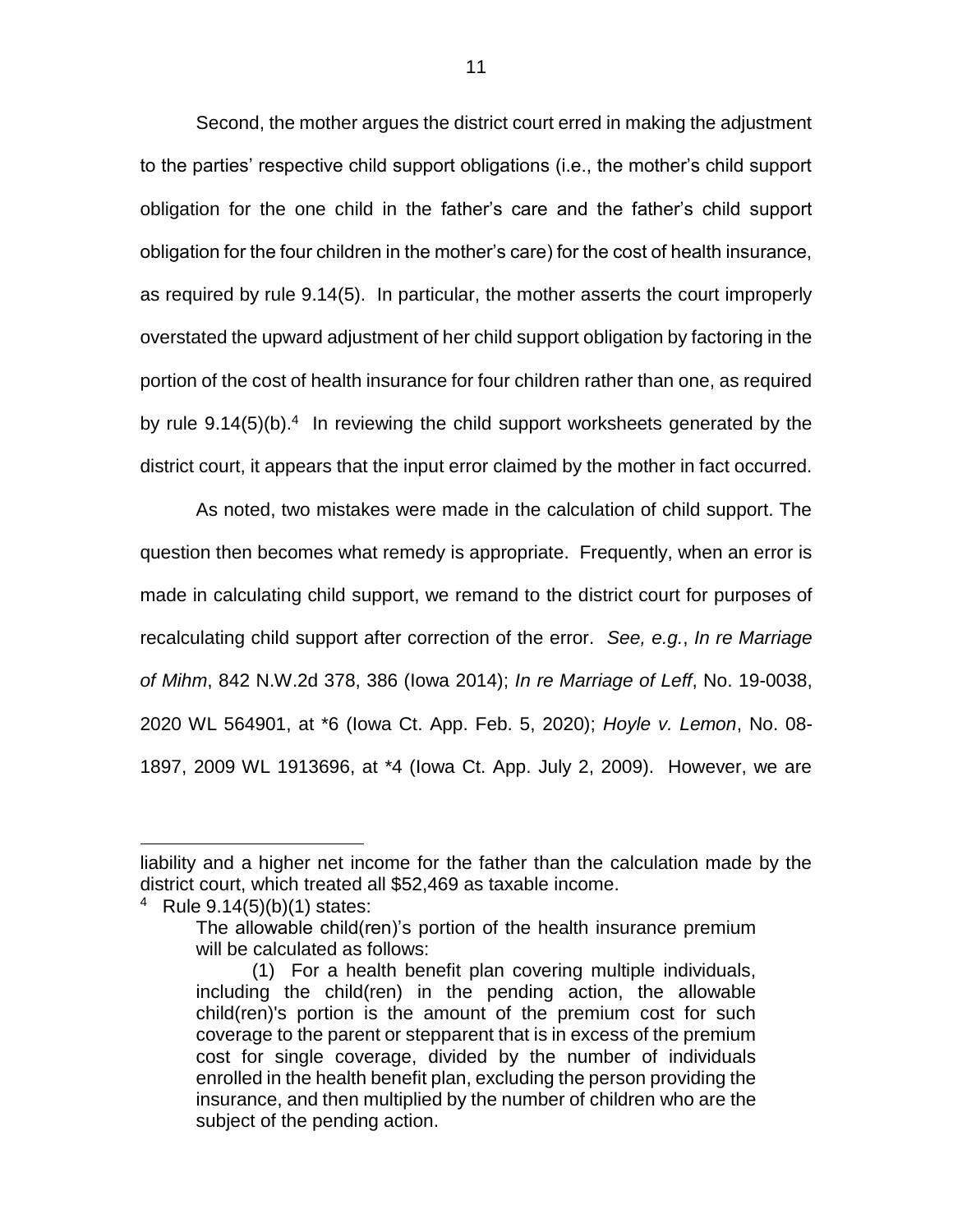Second, the mother argues the district court erred in making the adjustment to the parties' respective child support obligations (i.e., the mother's child support obligation for the one child in the father's care and the father's child support obligation for the four children in the mother's care) for the cost of health insurance, as required by rule 9.14(5). In particular, the mother asserts the court improperly overstated the upward adjustment of her child support obligation by factoring in the portion of the cost of health insurance for four children rather than one, as required by rule 9.14(5)(b).[4] In reviewing the child support worksheets generated by the district court, it appears that the input error claimed by the mother in fact occurred.

As noted, two mistakes were made in the calculation of child support. The question then becomes what remedy is appropriate. Frequently, when an error is made in calculating child support, we remand to the district court for purposes of recalculating child support after correction of the error. *See, e.g.*, *In re Marriage of Mihm*, 842 N.W.2d 378, 386 (Iowa 2014); *In re Marriage of Leff*, No. 19-0038, 2020 WL 564901, at *6 (Iowa Ct. App. Feb. 5, 2020); *Hoyle v. Lemon*, No. 08-1897, 2009 WL 1913696, at *4 (Iowa Ct. App. July 2, 2009). However, we are

---

liability and a higher net income for the father than the calculation made by the district court, which treated all $52,469 as taxable income.

[4] Rule 9.14(5)(b)(1) states:

> The allowable child(ren)'s portion of the health insurance premium will be calculated as follows:
>
> (1) For a health benefit plan covering multiple individuals, including the child(ren) in the pending action, the allowable child(ren)'s portion is the amount of the premium cost for such coverage to the parent or stepparent that is in excess of the premium cost for single coverage, divided by the number of individuals enrolled in the health benefit plan, excluding the person providing the insurance, and then multiplied by the number of children who are the subject of the pending action.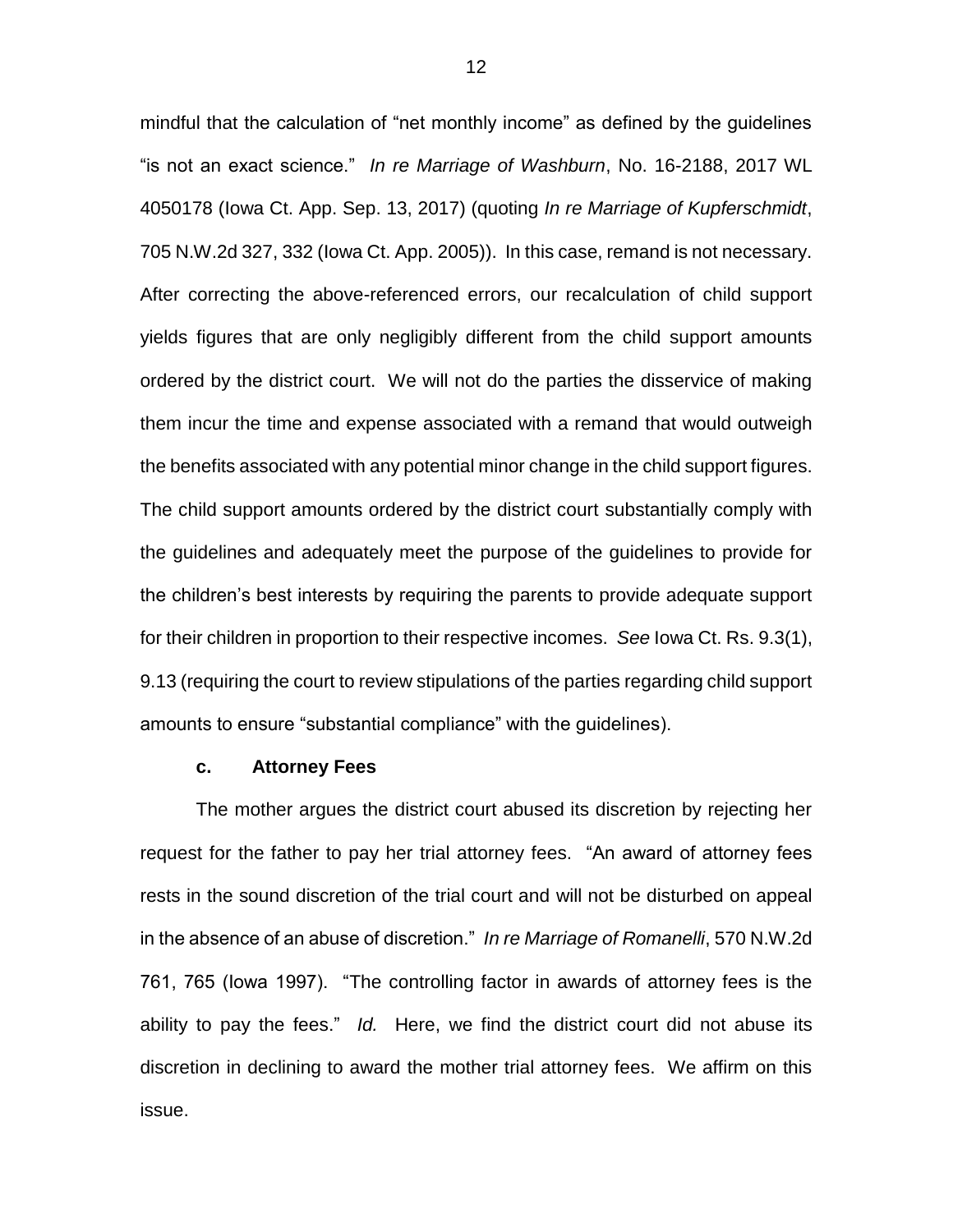mindful that the calculation of "net monthly income" as defined by the guidelines "is not an exact science." *In re Marriage of Washburn*, No. 16-2188, 2017 WL 4050178 (Iowa Ct. App. Sep. 13, 2017) (quoting *In re Marriage of Kupferschmidt*, 705 N.W.2d 327, 332 (Iowa Ct. App. 2005)). In this case, remand is not necessary. After correcting the above-referenced errors, our recalculation of child support yields figures that are only negligibly different from the child support amounts ordered by the district court. We will not do the parties the disservice of making them incur the time and expense associated with a remand that would outweigh the benefits associated with any potential minor change in the child support figures. The child support amounts ordered by the district court substantially comply with the guidelines and adequately meet the purpose of the guidelines to provide for the children's best interests by requiring the parents to provide adequate support for their children in proportion to their respective incomes. *See* Iowa Ct. Rs. 9.3(1), 9.13 (requiring the court to review stipulations of the parties regarding child support amounts to ensure "substantial compliance" with the guidelines).

### c. Attorney Fees

The mother argues the district court abused its discretion by rejecting her request for the father to pay her trial attorney fees. "An award of attorney fees rests in the sound discretion of the trial court and will not be disturbed on appeal in the absence of an abuse of discretion." *In re Marriage of Romanelli*, 570 N.W.2d 761, 765 (Iowa 1997). "The controlling factor in awards of attorney fees is the ability to pay the fees." *Id.* Here, we find the district court did not abuse its discretion in declining to award the mother trial attorney fees. We affirm on this issue.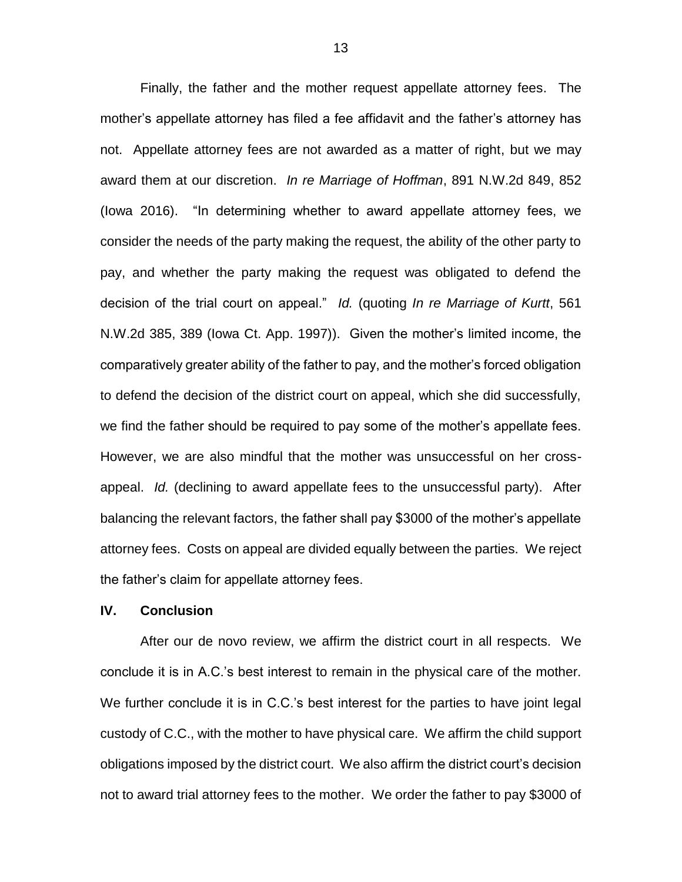Finally, the father and the mother request appellate attorney fees. The mother's appellate attorney has filed a fee affidavit and the father's attorney has not. Appellate attorney fees are not awarded as a matter of right, but we may award them at our discretion. *In re Marriage of Hoffman*, 891 N.W.2d 849, 852 (Iowa 2016). "In determining whether to award appellate attorney fees, we consider the needs of the party making the request, the ability of the other party to pay, and whether the party making the request was obligated to defend the decision of the trial court on appeal." *Id.* (quoting *In re Marriage of Kurtt*, 561 N.W.2d 385, 389 (Iowa Ct. App. 1997)). Given the mother's limited income, the comparatively greater ability of the father to pay, and the mother's forced obligation to defend the decision of the district court on appeal, which she did successfully, we find the father should be required to pay some of the mother's appellate fees. However, we are also mindful that the mother was unsuccessful on her cross-appeal. *Id.* (declining to award appellate fees to the unsuccessful party). After balancing the relevant factors, the father shall pay $3000 of the mother's appellate attorney fees. Costs on appeal are divided equally between the parties. We reject the father's claim for appellate attorney fees.

## IV. Conclusion

After our de novo review, we affirm the district court in all respects. We conclude it is in A.C.'s best interest to remain in the physical care of the mother. We further conclude it is in C.C.'s best interest for the parties to have joint legal custody of C.C., with the mother to have physical care. We affirm the child support obligations imposed by the district court. We also affirm the district court's decision not to award trial attorney fees to the mother. We order the father to pay $3000 of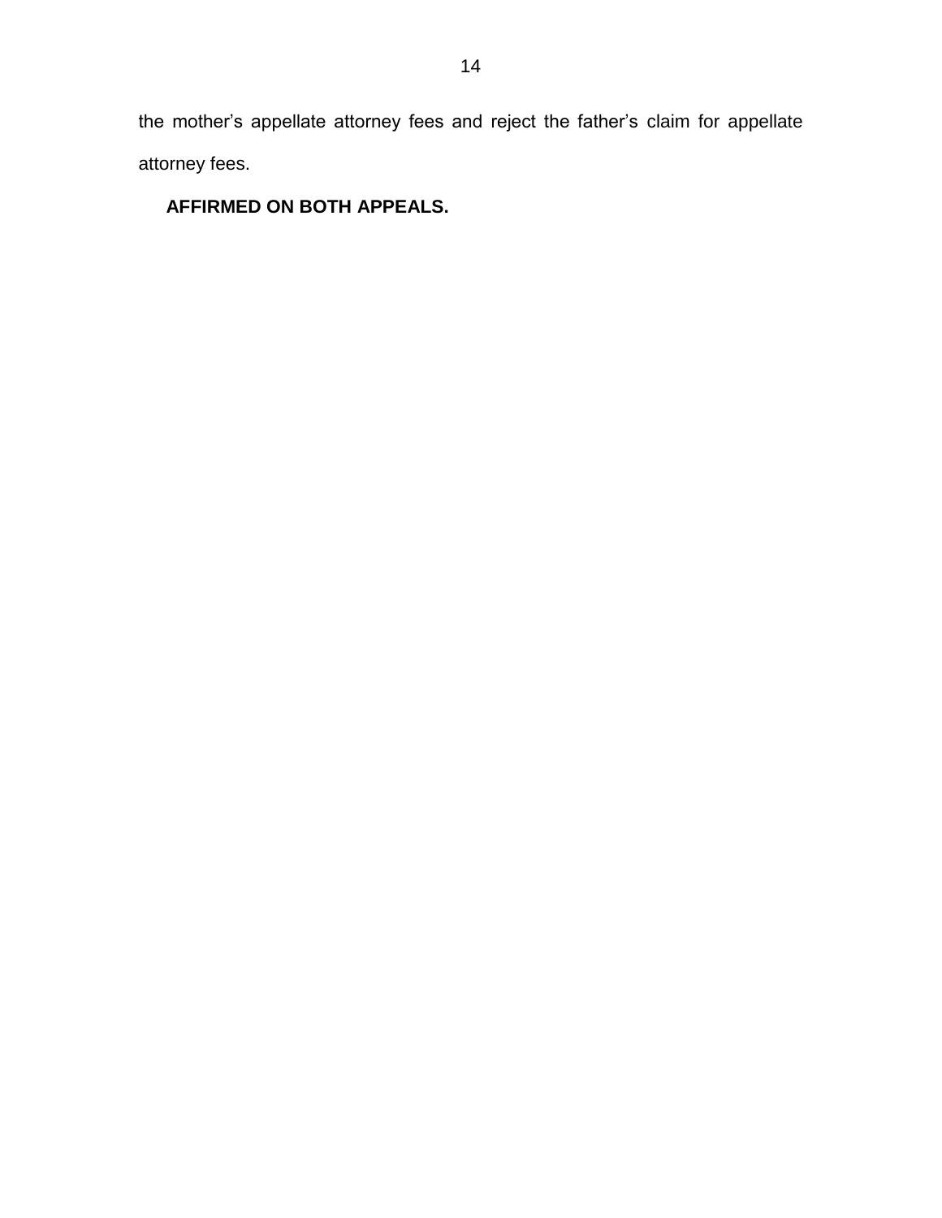the mother's appellate attorney fees and reject the father's claim for appellate attorney fees.

**AFFIRMED ON BOTH APPEALS.**